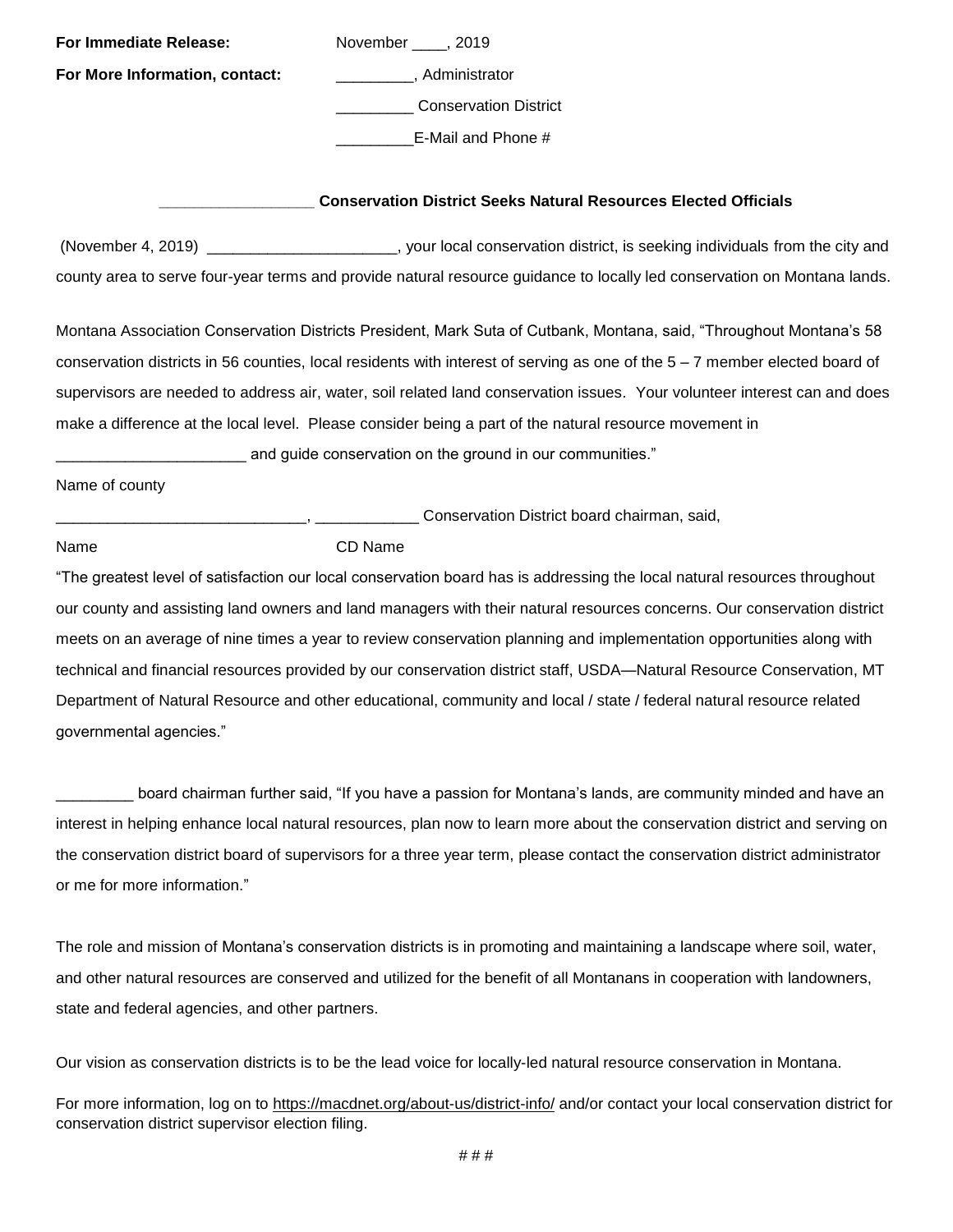**For Immediate Release:** November ____, 2019

**For More Information, contact:** _________, Administrator

_________ Conservation District

_________E-Mail and Phone #

**_________________ Conservation District Seeks Natural Resources Elected Officials**

(November 4, 2019) ______________________, your local conservation district, is seeking individuals from the city and county area to serve four-year terms and provide natural resource guidance to locally led conservation on Montana lands.

Montana Association Conservation Districts President, Mark Suta of Cutbank, Montana, said, "Throughout Montana's 58 conservation districts in 56 counties, local residents with interest of serving as one of the 5 – 7 member elected board of supervisors are needed to address air, water, soil related land conservation issues. Your volunteer interest can and does make a difference at the local level. Please consider being a part of the natural resource movement in ______________________ and guide conservation on the ground in our communities."

Name of county

_____________________________, ____________ Conservation District board chairman, said,

Name CD Name

"The greatest level of satisfaction our local conservation board has is addressing the local natural resources throughout our county and assisting land owners and land managers with their natural resources concerns. Our conservation district meets on an average of nine times a year to review conservation planning and implementation opportunities along with technical and financial resources provided by our conservation district staff, USDA—Natural Resource Conservation, MT Department of Natural Resource and other educational, community and local / state / federal natural resource related governmental agencies."

_________ board chairman further said, "If you have a passion for Montana's lands, are community minded and have an interest in helping enhance local natural resources, plan now to learn more about the conservation district and serving on the conservation district board of supervisors for a three year term, please contact the conservation district administrator or me for more information."

The role and mission of Montana's conservation districts is in promoting and maintaining a landscape where soil, water, and other natural resources are conserved and utilized for the benefit of all Montanans in cooperation with landowners, state and federal agencies, and other partners.

Our vision as conservation districts is to be the lead voice for locally-led natural resource conservation in Montana.

For more information, log on to https://macdnet.org/about-us/district-info/ and/or contact your local conservation district for conservation district supervisor election filing.

# # #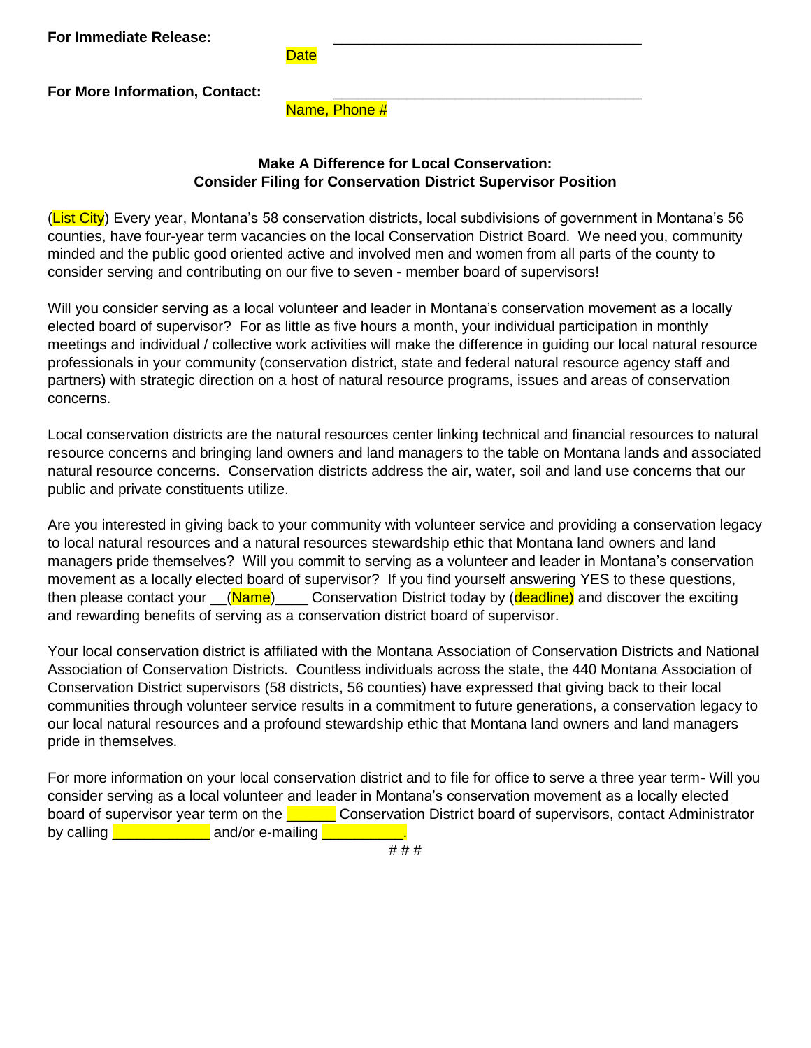**For Immediate Release:** \_\_\_\_\_\_\_\_\_\_\_\_\_\_\_\_\_\_\_\_\_\_\_\_\_\_\_\_\_\_\_\_\_\_\_\_\_\_

Date

**For More Information, Contact:** \_\_\_\_\_\_\_\_\_\_\_\_\_\_\_\_\_\_\_\_\_\_\_\_\_\_\_\_\_\_\_\_\_\_\_\_\_\_

Name, Phone #

**Make A Difference for Local Conservation:**
**Consider Filing for Conservation District Supervisor Position**

(List City) Every year, Montana's 58 conservation districts, local subdivisions of government in Montana's 56 counties, have four-year term vacancies on the local Conservation District Board. We need you, community minded and the public good oriented active and involved men and women from all parts of the county to consider serving and contributing on our five to seven - member board of supervisors!

Will you consider serving as a local volunteer and leader in Montana's conservation movement as a locally elected board of supervisor? For as little as five hours a month, your individual participation in monthly meetings and individual / collective work activities will make the difference in guiding our local natural resource professionals in your community (conservation district, state and federal natural resource agency staff and partners) with strategic direction on a host of natural resource programs, issues and areas of conservation concerns.

Local conservation districts are the natural resources center linking technical and financial resources to natural resource concerns and bringing land owners and land managers to the table on Montana lands and associated natural resource concerns. Conservation districts address the air, water, soil and land use concerns that our public and private constituents utilize.

Are you interested in giving back to your community with volunteer service and providing a conservation legacy to local natural resources and a natural resources stewardship ethic that Montana land owners and land managers pride themselves? Will you commit to serving as a volunteer and leader in Montana's conservation movement as a locally elected board of supervisor? If you find yourself answering YES to these questions, then please contact your \_\_(Name)\_\_\_\_ Conservation District today by (deadline) and discover the exciting and rewarding benefits of serving as a conservation district board of supervisor.

Your local conservation district is affiliated with the Montana Association of Conservation Districts and National Association of Conservation Districts. Countless individuals across the state, the 440 Montana Association of Conservation District supervisors (58 districts, 56 counties) have expressed that giving back to their local communities through volunteer service results in a commitment to future generations, a conservation legacy to our local natural resources and a profound stewardship ethic that Montana land owners and land managers pride in themselves.

For more information on your local conservation district and to file for office to serve a three year term- Will you consider serving as a local volunteer and leader in Montana's conservation movement as a locally elected board of supervisor year term on the \_\_\_\_\_\_ Conservation District board of supervisors, contact Administrator by calling \_\_\_\_\_\_\_\_\_\_\_\_ and/or e-mailing \_\_\_\_\_\_\_\_\_\_.

# # #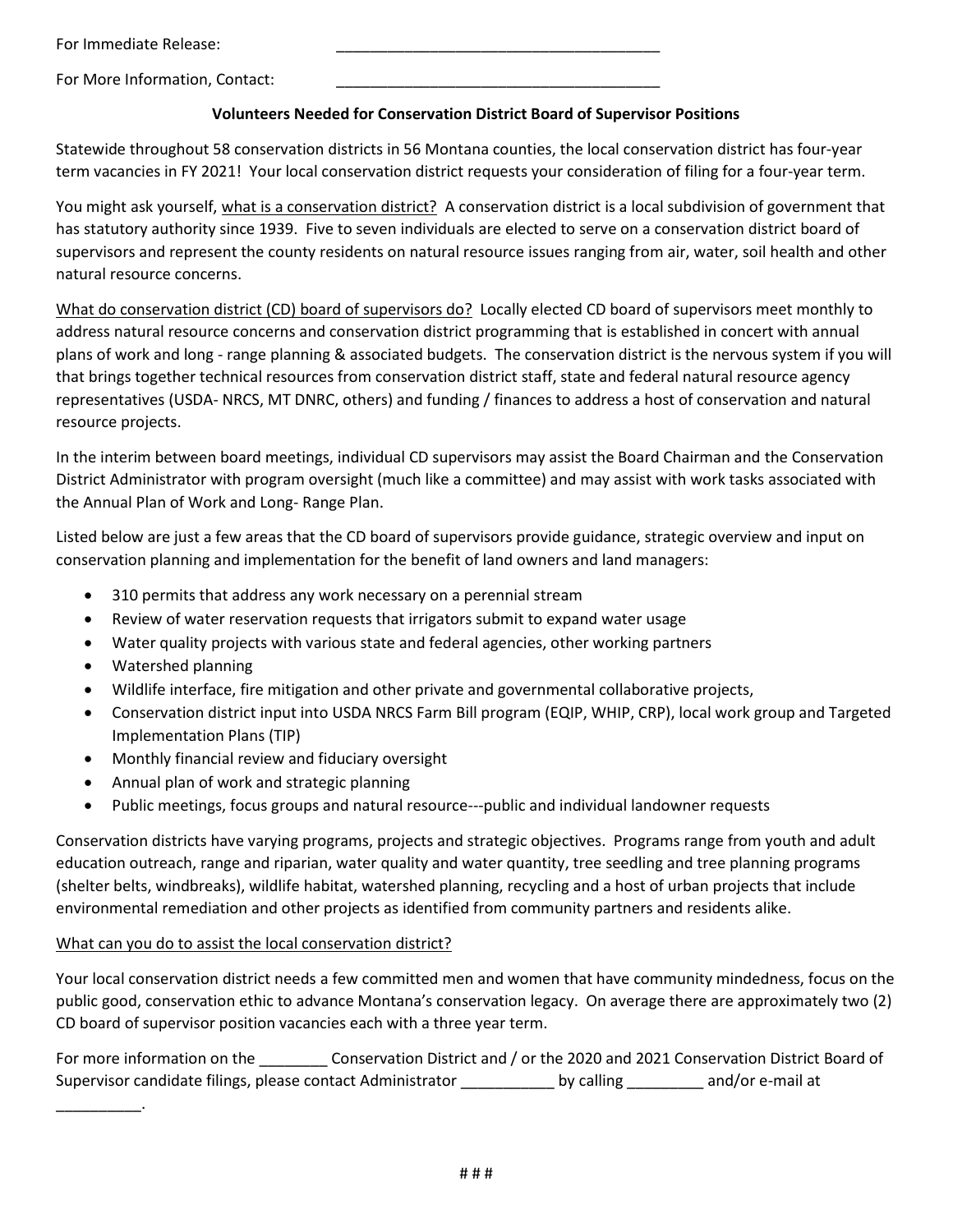For Immediate Release: ______________________________________

For More Information, Contact: ______________________________________

**Volunteers Needed for Conservation District Board of Supervisor Positions**

Statewide throughout 58 conservation districts in 56 Montana counties, the local conservation district has four-year term vacancies in FY 2021! Your local conservation district requests your consideration of filing for a four-year term.

You might ask yourself, <u>what is a conservation district?</u> A conservation district is a local subdivision of government that has statutory authority since 1939. Five to seven individuals are elected to serve on a conservation district board of supervisors and represent the county residents on natural resource issues ranging from air, water, soil health and other natural resource concerns.

<u>What do conservation district (CD) board of supervisors do?</u> Locally elected CD board of supervisors meet monthly to address natural resource concerns and conservation district programming that is established in concert with annual plans of work and long - range planning & associated budgets. The conservation district is the nervous system if you will that brings together technical resources from conservation district staff, state and federal natural resource agency representatives (USDA- NRCS, MT DNRC, others) and funding / finances to address a host of conservation and natural resource projects.

In the interim between board meetings, individual CD supervisors may assist the Board Chairman and the Conservation District Administrator with program oversight (much like a committee) and may assist with work tasks associated with the Annual Plan of Work and Long- Range Plan.

Listed below are just a few areas that the CD board of supervisors provide guidance, strategic overview and input on conservation planning and implementation for the benefit of land owners and land managers:

- 310 permits that address any work necessary on a perennial stream
- Review of water reservation requests that irrigators submit to expand water usage
- Water quality projects with various state and federal agencies, other working partners
- Watershed planning
- Wildlife interface, fire mitigation and other private and governmental collaborative projects,
- Conservation district input into USDA NRCS Farm Bill program (EQIP, WHIP, CRP), local work group and Targeted Implementation Plans (TIP)
- Monthly financial review and fiduciary oversight
- Annual plan of work and strategic planning
- Public meetings, focus groups and natural resource---public and individual landowner requests

Conservation districts have varying programs, projects and strategic objectives. Programs range from youth and adult education outreach, range and riparian, water quality and water quantity, tree seedling and tree planning programs (shelter belts, windbreaks), wildlife habitat, watershed planning, recycling and a host of urban projects that include environmental remediation and other projects as identified from community partners and residents alike.

<u>What can you do to assist the local conservation district?</u>

Your local conservation district needs a few committed men and women that have community mindedness, focus on the public good, conservation ethic to advance Montana's conservation legacy. On average there are approximately two (2) CD board of supervisor position vacancies each with a three year term.

For more information on the ________ Conservation District and / or the 2020 and 2021 Conservation District Board of Supervisor candidate filings, please contact Administrator ___________ by calling _________ and/or e-mail at __________.

# # #